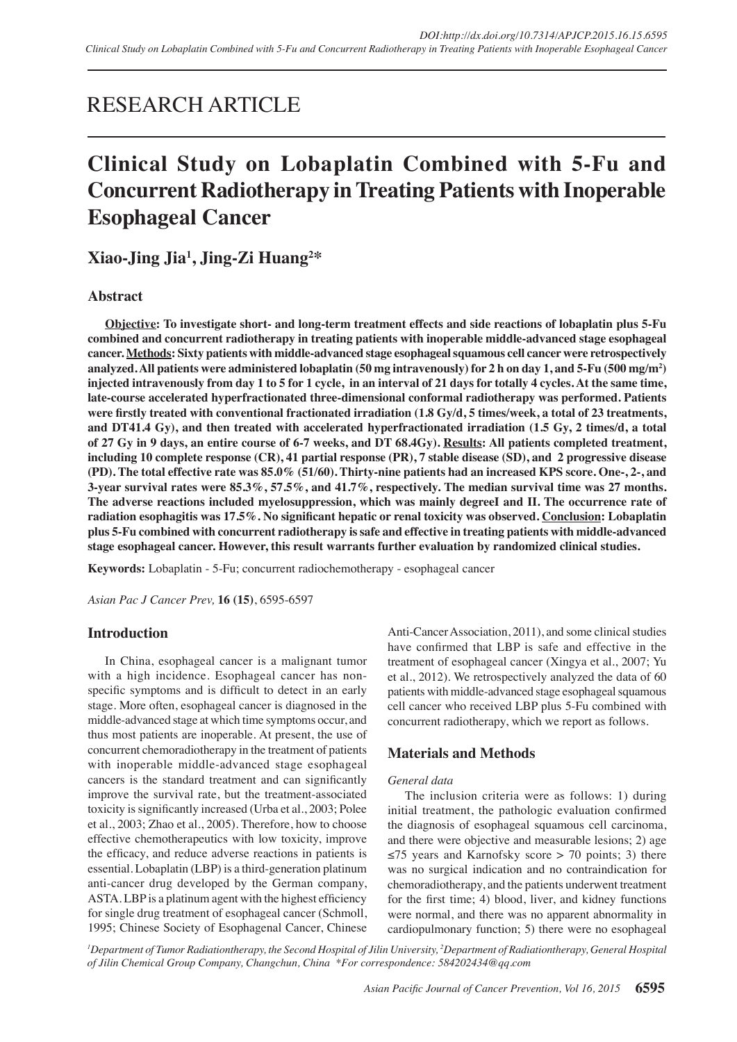RESEARCH ARTICLE

# Clinical Study on Lobaplatin Combined with 5-Fu and Concurrent Radiotherapy in Treating Patients with Inoperable Esophageal Cancer

**Xiao-Jing Jia[1], Jing-Zi Huang[2]***

## Abstract

**Objective: To investigate short- and long-term treatment effects and side reactions of lobaplatin plus 5-Fu combined and concurrent radiotherapy in treating patients with inoperable middle-advanced stage esophageal cancer. Methods: Sixty patients with middle-advanced stage esophageal squamous cell cancer were retrospectively analyzed. All patients were administered lobaplatin (50 mg intravenously) for 2 h on day 1, and 5-Fu (500 mg/m$^2$) injected intravenously from day 1 to 5 for 1 cycle, in an interval of 21 days for totally 4 cycles. At the same time, late-course accelerated hyperfractionated three-dimensional conformal radiotherapy was performed. Patients were firstly treated with conventional fractionated irradiation (1.8 Gy/d, 5 times/week, a total of 23 treatments, and DT41.4 Gy), and then treated with accelerated hyperfractionated irradiation (1.5 Gy, 2 times/d, a total of 27 Gy in 9 days, an entire course of 6-7 weeks, and DT 68.4Gy). Results: All patients completed treatment, including 10 complete response (CR), 41 partial response (PR), 7 stable disease (SD), and 2 progressive disease (PD). The total effective rate was 85.0% (51/60). Thirty-nine patients had an increased KPS score. One-, 2-, and 3-year survival rates were 85.3%, 57.5%, and 41.7%, respectively. The median survival time was 27 months. The adverse reactions included myelosuppression, which was mainly degreeI and II. The occurrence rate of radiation esophagitis was 17.5%. No significant hepatic or renal toxicity was observed. Conclusion: Lobaplatin plus 5-Fu combined with concurrent radiotherapy is safe and effective in treating patients with middle-advanced stage esophageal cancer. However, this result warrants further evaluation by randomized clinical studies.**

**Keywords:** Lobaplatin - 5-Fu; concurrent radiochemotherapy - esophageal cancer

*Asian Pac J Cancer Prev,* **16 (15)**, 6595-6597

## Introduction

In China, esophageal cancer is a malignant tumor with a high incidence. Esophageal cancer has non-specific symptoms and is difficult to detect in an early stage. More often, esophageal cancer is diagnosed in the middle-advanced stage at which time symptoms occur, and thus most patients are inoperable. At present, the use of concurrent chemoradiotherapy in the treatment of patients with inoperable middle-advanced stage esophageal cancers is the standard treatment and can significantly improve the survival rate, but the treatment-associated toxicity is significantly increased (Urba et al., 2003; Polee et al., 2003; Zhao et al., 2005). Therefore, how to choose effective chemotherapeutics with low toxicity, improve the efficacy, and reduce adverse reactions in patients is essential. Lobaplatin (LBP) is a third-generation platinum anti-cancer drug developed by the German company, ASTA. LBP is a platinum agent with the highest efficiency for single drug treatment of esophageal cancer (Schmoll, 1995; Chinese Society of Esophagenal Cancer, Chinese Anti-Cancer Association, 2011), and some clinical studies have confirmed that LBP is safe and effective in the treatment of esophageal cancer (Xingya et al., 2007; Yu et al., 2012). We retrospectively analyzed the data of 60 patients with middle-advanced stage esophageal squamous cell cancer who received LBP plus 5-Fu combined with concurrent radiotherapy, which we report as follows.

## Materials and Methods

### *General data*

The inclusion criteria were as follows: 1) during initial treatment, the pathologic evaluation confirmed the diagnosis of esophageal squamous cell carcinoma, and there were objective and measurable lesions; 2) age ≤75 years and Karnofsky score > 70 points; 3) there was no surgical indication and no contraindication for chemoradiotherapy, and the patients underwent treatment for the first time; 4) blood, liver, and kidney functions were normal, and there was no apparent abnormality in cardiopulmonary function; 5) there were no esophageal

*[1]Department of Tumor Radiationtherapy, the Second Hospital of Jilin University, [2]Department of Radiationtherapy, General Hospital of Jilin Chemical Group Company, Changchun, China \*For correspondence: 584202434@qq.com*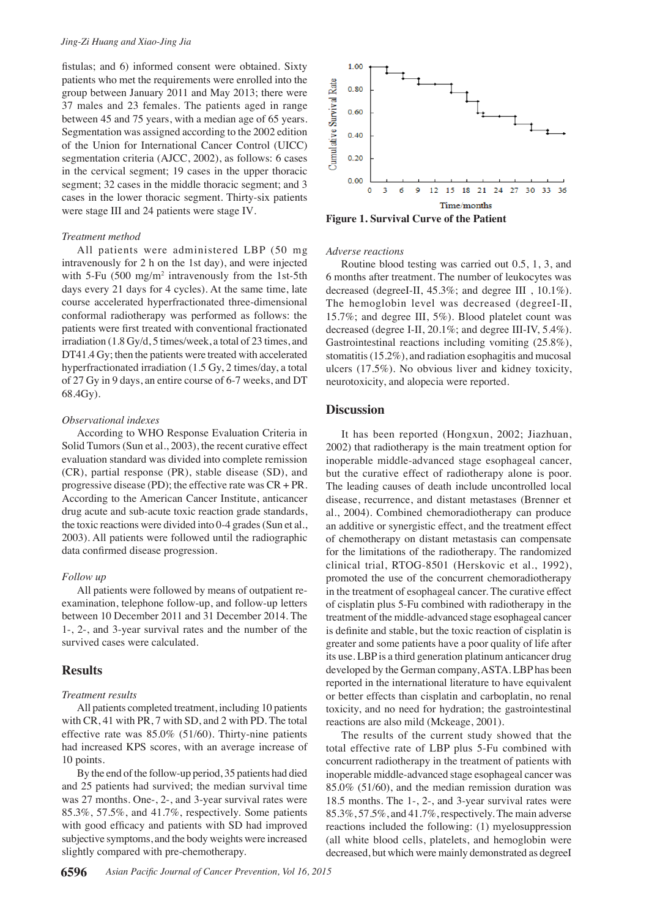fistulas; and 6) informed consent were obtained. Sixty patients who met the requirements were enrolled into the group between January 2011 and May 2013; there were 37 males and 23 females. The patients aged in range between 45 and 75 years, with a median age of 65 years. Segmentation was assigned according to the 2002 edition of the Union for International Cancer Control (UICC) segmentation criteria (AJCC, 2002), as follows: 6 cases in the cervical segment; 19 cases in the upper thoracic segment; 32 cases in the middle thoracic segment; and 3 cases in the lower thoracic segment. Thirty-six patients were stage III and 24 patients were stage IV.

*Treatment method*

All patients were administered LBP (50 mg intravenously for 2 h on the 1st day), and were injected with 5-Fu (500 mg/m$^2$ intravenously from the 1st-5th days every 21 days for 4 cycles). At the same time, late course accelerated hyperfractionated three-dimensional conformal radiotherapy was performed as follows: the patients were first treated with conventional fractionated irradiation (1.8 Gy/d, 5 times/week, a total of 23 times, and DT41.4 Gy; then the patients were treated with accelerated hyperfractionated irradiation (1.5 Gy, 2 times/day, a total of 27 Gy in 9 days, an entire course of 6-7 weeks, and DT 68.4Gy).

*Observational indexes*

According to WHO Response Evaluation Criteria in Solid Tumors (Sun et al., 2003), the recent curative effect evaluation standard was divided into complete remission (CR), partial response (PR), stable disease (SD), and progressive disease (PD); the effective rate was CR + PR. According to the American Cancer Institute, anticancer drug acute and sub-acute toxic reaction grade standards, the toxic reactions were divided into 0-4 grades (Sun et al., 2003). All patients were followed until the radiographic data confirmed disease progression.

*Follow up*

All patients were followed by means of outpatient re-examination, telephone follow-up, and follow-up letters between 10 December 2011 and 31 December 2014. The 1-, 2-, and 3-year survival rates and the number of the survived cases were calculated.

## Results

*Treatment results*

All patients completed treatment, including 10 patients with CR, 41 with PR, 7 with SD, and 2 with PD. The total effective rate was 85.0% (51/60). Thirty-nine patients had increased KPS scores, with an average increase of 10 points.

By the end of the follow-up period, 35 patients had died and 25 patients had survived; the median survival time was 27 months. One-, 2-, and 3-year survival rates were 85.3%, 57.5%, and 41.7%, respectively. Some patients with good efficacy and patients with SD had improved subjective symptoms, and the body weights were increased slightly compared with pre-chemotherapy.

**Figure 1. Survival Curve of the Patient**

*Adverse reactions*

Routine blood testing was carried out 0.5, 1, 3, and 6 months after treatment. The number of leukocytes was decreased (degreeI-II, 45.3%; and degree III , 10.1%). The hemoglobin level was decreased (degreeI-II, 15.7%; and degree III, 5%). Blood platelet count was decreased (degree I-II, 20.1%; and degree III-IV, 5.4%). Gastrointestinal reactions including vomiting (25.8%), stomatitis (15.2%), and radiation esophagitis and mucosal ulcers (17.5%). No obvious liver and kidney toxicity, neurotoxicity, and alopecia were reported.

## Discussion

It has been reported (Hongxun, 2002; Jiazhuan, 2002) that radiotherapy is the main treatment option for inoperable middle-advanced stage esophageal cancer, but the curative effect of radiotherapy alone is poor. The leading causes of death include uncontrolled local disease, recurrence, and distant metastases (Brenner et al., 2004). Combined chemoradiotherapy can produce an additive or synergistic effect, and the treatment effect of chemotherapy on distant metastasis can compensate for the limitations of the radiotherapy. The randomized clinical trial, RTOG-8501 (Herskovic et al., 1992), promoted the use of the concurrent chemoradiotherapy in the treatment of esophageal cancer. The curative effect of cisplatin plus 5-Fu combined with radiotherapy in the treatment of the middle-advanced stage esophageal cancer is definite and stable, but the toxic reaction of cisplatin is greater and some patients have a poor quality of life after its use. LBP is a third generation platinum anticancer drug developed by the German company, ASTA. LBP has been reported in the international literature to have equivalent or better effects than cisplatin and carboplatin, no renal toxicity, and no need for hydration; the gastrointestinal reactions are also mild (Mckeage, 2001).

The results of the current study showed that the total effective rate of LBP plus 5-Fu combined with concurrent radiotherapy in the treatment of patients with inoperable middle-advanced stage esophageal cancer was 85.0% (51/60), and the median remission duration was 18.5 months. The 1-, 2-, and 3-year survival rates were 85.3%, 57.5%, and 41.7%, respectively. The main adverse reactions included the following: (1) myelosuppression (all white blood cells, platelets, and hemoglobin were decreased, but which were mainly demonstrated as degreeI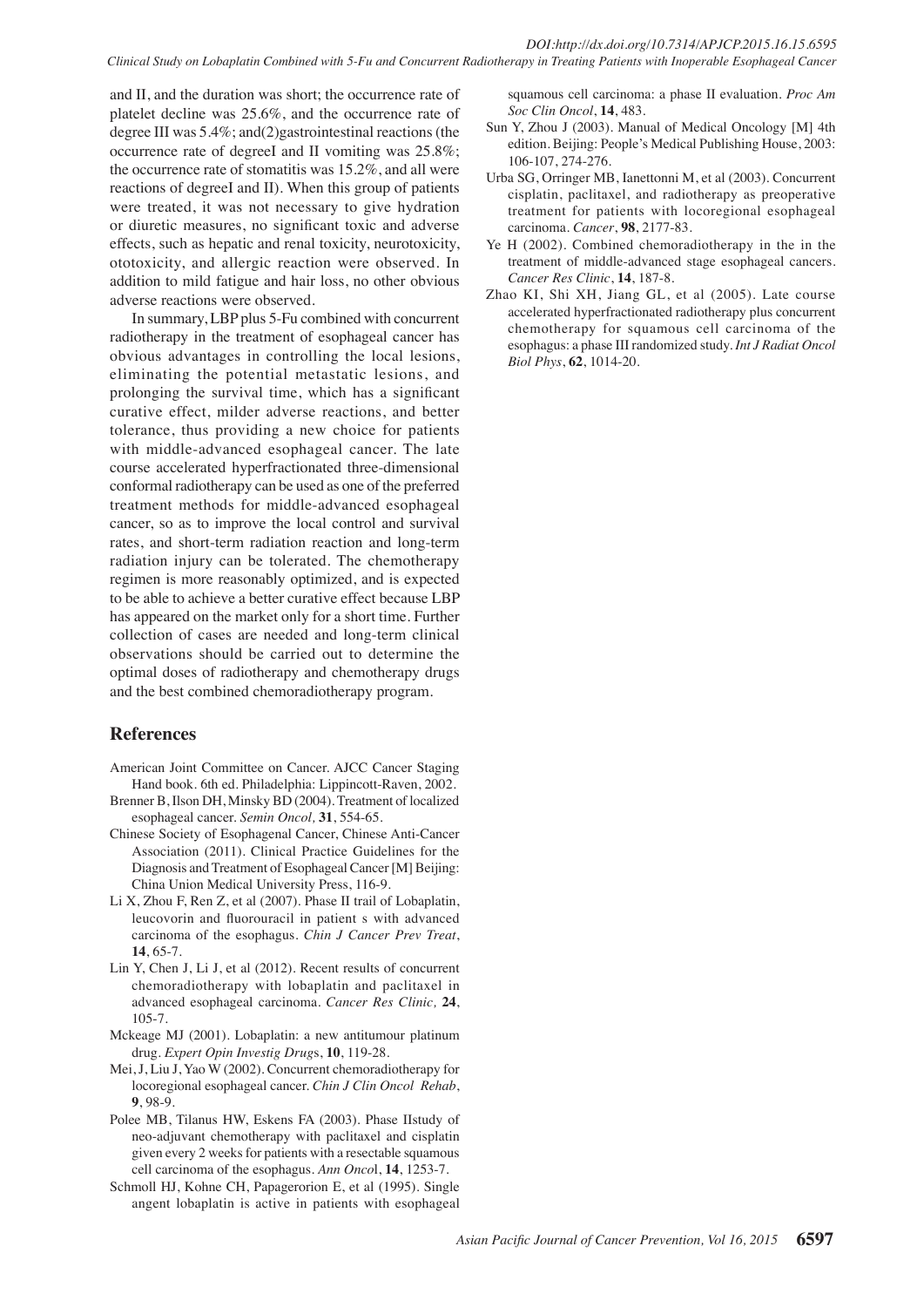and II, and the duration was short; the occurrence rate of platelet decline was 25.6%, and the occurrence rate of degree III was 5.4%; and(2)gastrointestinal reactions (the occurrence rate of degreeI and II vomiting was 25.8%; the occurrence rate of stomatitis was 15.2%, and all were reactions of degreeI and II). When this group of patients were treated, it was not necessary to give hydration or diuretic measures, no significant toxic and adverse effects, such as hepatic and renal toxicity, neurotoxicity, ototoxicity, and allergic reaction were observed. In addition to mild fatigue and hair loss, no other obvious adverse reactions were observed.

In summary, LBP plus 5-Fu combined with concurrent radiotherapy in the treatment of esophageal cancer has obvious advantages in controlling the local lesions, eliminating the potential metastatic lesions, and prolonging the survival time, which has a significant curative effect, milder adverse reactions, and better tolerance, thus providing a new choice for patients with middle-advanced esophageal cancer. The late course accelerated hyperfractionated three-dimensional conformal radiotherapy can be used as one of the preferred treatment methods for middle-advanced esophageal cancer, so as to improve the local control and survival rates, and short-term radiation reaction and long-term radiation injury can be tolerated. The chemotherapy regimen is more reasonably optimized, and is expected to be able to achieve a better curative effect because LBP has appeared on the market only for a short time. Further collection of cases are needed and long-term clinical observations should be carried out to determine the optimal doses of radiotherapy and chemotherapy drugs and the best combined chemoradiotherapy program.

## References

American Joint Committee on Cancer. AJCC Cancer Staging Hand book. 6th ed. Philadelphia: Lippincott-Raven, 2002.

Brenner B, Ilson DH, Minsky BD (2004). Treatment of localized esophageal cancer. *Semin Oncol,* **31**, 554-65.

Chinese Society of Esophagenal Cancer, Chinese Anti-Cancer Association (2011). Clinical Practice Guidelines for the Diagnosis and Treatment of Esophageal Cancer [M] Beijing: China Union Medical University Press, 116-9.

Li X, Zhou F, Ren Z, et al (2007). Phase II trail of Lobaplatin, leucovorin and fluorouracil in patient s with advanced carcinoma of the esophagus. *Chin J Cancer Prev Treat*, **14**, 65-7.

Lin Y, Chen J, Li J, et al (2012). Recent results of concurrent chemoradiotherapy with lobaplatin and paclitaxel in advanced esophageal carcinoma. *Cancer Res Clinic,* **24**, 105-7.

Mckeage MJ (2001). Lobaplatin: a new antitumour platinum drug. *Expert Opin Investig Drugs*, **10**, 119-28.

Mei, J, Liu J, Yao W (2002). Concurrent chemoradiotherapy for locoregional esophageal cancer. *Chin J Clin Oncol Rehab*, **9**, 98-9.

Polee MB, Tilanus HW, Eskens FA (2003). Phase IIstudy of neo-adjuvant chemotherapy with paclitaxel and cisplatin given every 2 weeks for patients with a resectable squamous cell carcinoma of the esophagus. *Ann Oncol*, **14**, 1253-7.

Schmoll HJ, Kohne CH, Papagerorion E, et al (1995). Single angent lobaplatin is active in patients with esophageal squamous cell carcinoma: a phase II evaluation. *Proc Am Soc Clin Oncol*, **14**, 483.

Sun Y, Zhou J (2003). Manual of Medical Oncology [M] 4th edition. Beijing: People's Medical Publishing House, 2003: 106-107, 274-276.

Urba SG, Orringer MB, Ianettonni M, et al (2003). Concurrent cisplatin, paclitaxel, and radiotherapy as preoperative treatment for patients with locoregional esophageal carcinoma. *Cancer*, **98**, 2177-83.

Ye H (2002). Combined chemoradiotherapy in the in the treatment of middle-advanced stage esophageal cancers. *Cancer Res Clinic*, **14**, 187-8.

Zhao KI, Shi XH, Jiang GL, et al (2005). Late course accelerated hyperfractionated radiotherapy plus concurrent chemotherapy for squamous cell carcinoma of the esophagus: a phase III randomized study. *Int J Radiat Oncol Biol Phys*, **62**, 1014-20.